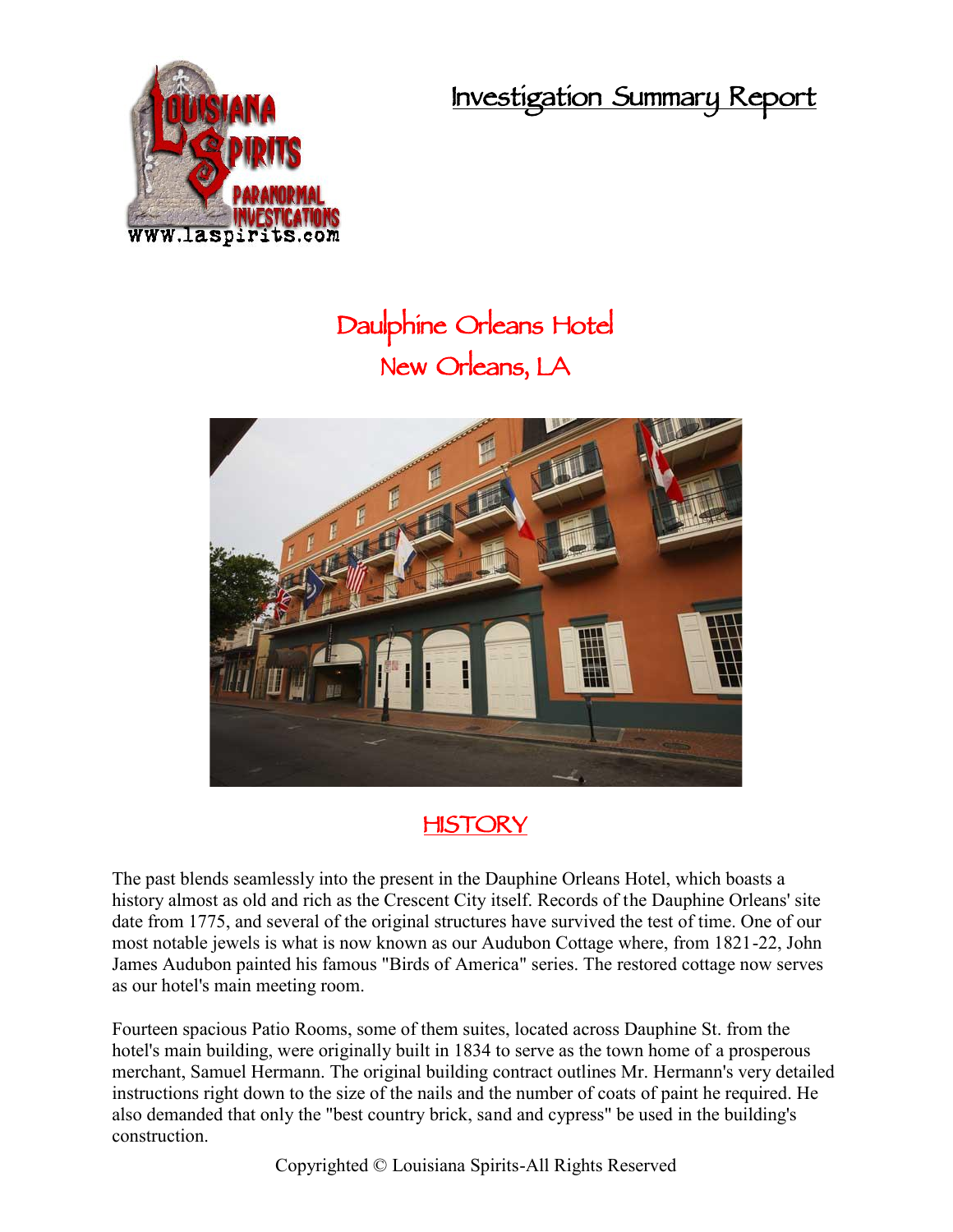# Investigation Summary Report

## Daulphine Orleans Hotel
## New Orleans, LA

## HISTORY

The past blends seamlessly into the present in the Dauphine Orleans Hotel, which boasts a history almost as old and rich as the Crescent City itself. Records of the Dauphine Orleans' site date from 1775, and several of the original structures have survived the test of time. One of our most notable jewels is what is now known as our Audubon Cottage where, from 1821-22, John James Audubon painted his famous "Birds of America" series. The restored cottage now serves as our hotel's main meeting room.

Fourteen spacious Patio Rooms, some of them suites, located across Dauphine St. from the hotel's main building, were originally built in 1834 to serve as the town home of a prosperous merchant, Samuel Hermann. The original building contract outlines Mr. Hermann's very detailed instructions right down to the size of the nails and the number of coats of paint he required. He also demanded that only the "best country brick, sand and cypress" be used in the building's construction.

Copyrighted © Louisiana Spirits-All Rights Reserved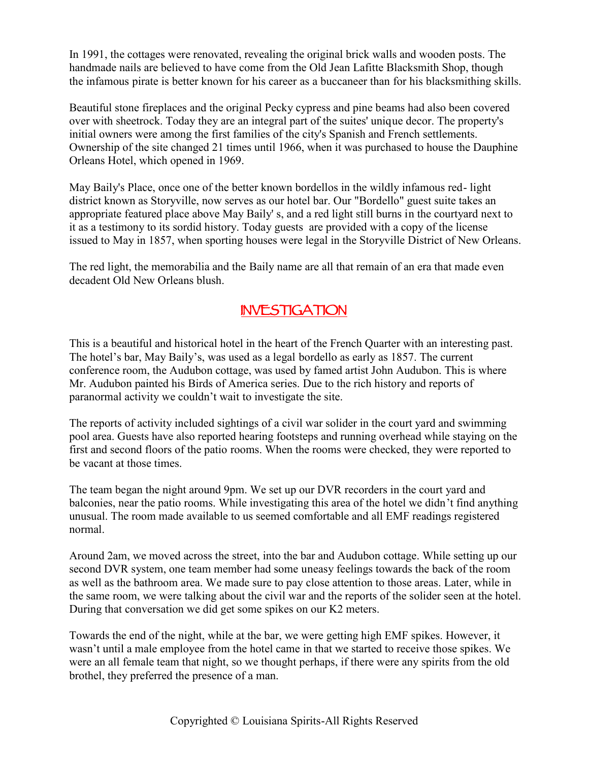In 1991, the cottages were renovated, revealing the original brick walls and wooden posts. The handmade nails are believed to have come from the Old Jean Lafitte Blacksmith Shop, though the infamous pirate is better known for his career as a buccaneer than for his blacksmithing skills.

Beautiful stone fireplaces and the original Pecky cypress and pine beams had also been covered over with sheetrock. Today they are an integral part of the suites' unique decor. The property's initial owners were among the first families of the city's Spanish and French settlements. Ownership of the site changed 21 times until 1966, when it was purchased to house the Dauphine Orleans Hotel, which opened in 1969.

May Baily's Place, once one of the better known bordellos in the wildly infamous red- light district known as Storyville, now serves as our hotel bar. Our "Bordello" guest suite takes an appropriate featured place above May Baily' s, and a red light still burns in the courtyard next to it as a testimony to its sordid history. Today guests are provided with a copy of the license issued to May in 1857, when sporting houses were legal in the Storyville District of New Orleans.

The red light, the memorabilia and the Baily name are all that remain of an era that made even decadent Old New Orleans blush.

## INVESTIGATION

This is a beautiful and historical hotel in the heart of the French Quarter with an interesting past. The hotel's bar, May Baily's, was used as a legal bordello as early as 1857. The current conference room, the Audubon cottage, was used by famed artist John Audubon. This is where Mr. Audubon painted his Birds of America series. Due to the rich history and reports of paranormal activity we couldn't wait to investigate the site.

The reports of activity included sightings of a civil war solider in the court yard and swimming pool area. Guests have also reported hearing footsteps and running overhead while staying on the first and second floors of the patio rooms. When the rooms were checked, they were reported to be vacant at those times.

The team began the night around 9pm. We set up our DVR recorders in the court yard and balconies, near the patio rooms. While investigating this area of the hotel we didn't find anything unusual. The room made available to us seemed comfortable and all EMF readings registered normal.

Around 2am, we moved across the street, into the bar and Audubon cottage. While setting up our second DVR system, one team member had some uneasy feelings towards the back of the room as well as the bathroom area. We made sure to pay close attention to those areas. Later, while in the same room, we were talking about the civil war and the reports of the solider seen at the hotel. During that conversation we did get some spikes on our K2 meters.

Towards the end of the night, while at the bar, we were getting high EMF spikes. However, it wasn't until a male employee from the hotel came in that we started to receive those spikes. We were an all female team that night, so we thought perhaps, if there were any spirits from the old brothel, they preferred the presence of a man.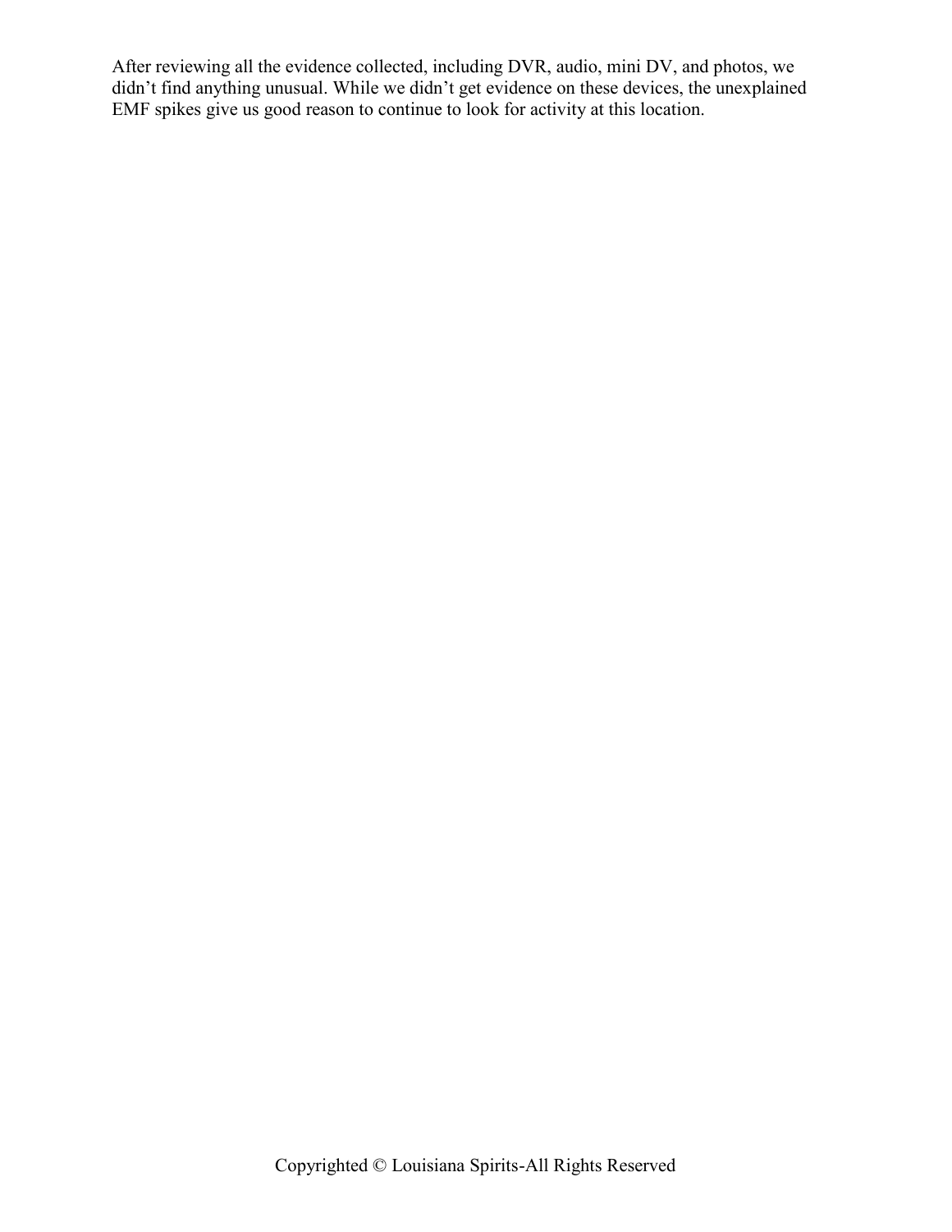After reviewing all the evidence collected, including DVR, audio, mini DV, and photos, we didn’t find anything unusual. While we didn’t get evidence on these devices, the unexplained EMF spikes give us good reason to continue to look for activity at this location.